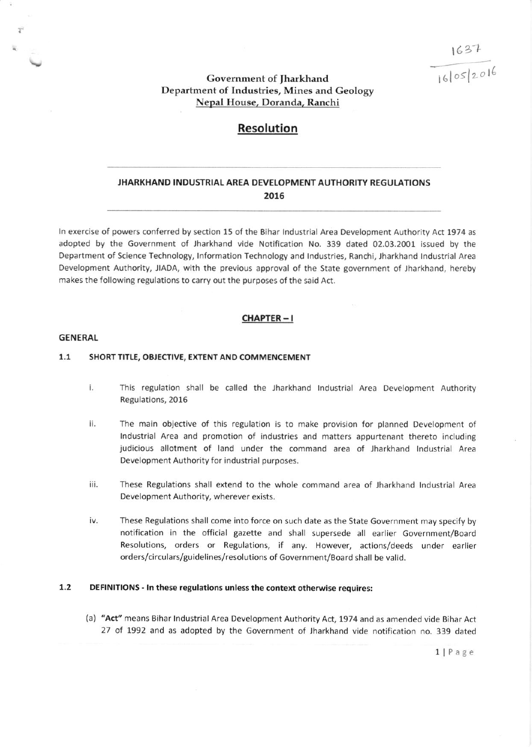1637
16/05/2016

**Government of Jharkhand**
**Department of Industries, Mines and Geology**
**Nepal House, Doranda, Ranchi**

# Resolution

## JHARKHAND INDUSTRIAL AREA DEVELOPMENT AUTHORITY REGULATIONS 2016

In exercise of powers conferred by section 15 of the Bihar Industrial Area Development Authority Act 1974 as adopted by the Government of Jharkhand vide Notification No. 339 dated 02.03.2001 issued by the Department of Science Technology, Information Technology and Industries, Ranchi, Jharkhand Industrial Area Development Authority, JIADA, with the previous approval of the State government of Jharkhand, hereby makes the following regulations to carry out the purposes of the said Act.

## CHAPTER – I

### GENERAL

### 1.1 SHORT TITLE, OBJECTIVE, EXTENT AND COMMENCEMENT

i. This regulation shall be called the Jharkhand Industrial Area Development Authority Regulations, 2016

ii. The main objective of this regulation is to make provision for planned Development of Industrial Area and promotion of industries and matters appurtenant thereto including judicious allotment of land under the command area of Jharkhand Industrial Area Development Authority for industrial purposes.

iii. These Regulations shall extend to the whole command area of Jharkhand Industrial Area Development Authority, wherever exists.

iv. These Regulations shall come into force on such date as the State Government may specify by notification in the official gazette and shall supersede all earlier Government/Board Resolutions, orders or Regulations, if any. However, actions/deeds under earlier orders/circulars/guidelines/resolutions of Government/Board shall be valid.

### 1.2 DEFINITIONS - In these regulations unless the context otherwise requires:

(a) **"Act"** means Bihar Industrial Area Development Authority Act, 1974 and as amended vide Bihar Act 27 of 1992 and as adopted by the Government of Jharkhand vide notification no. 339 dated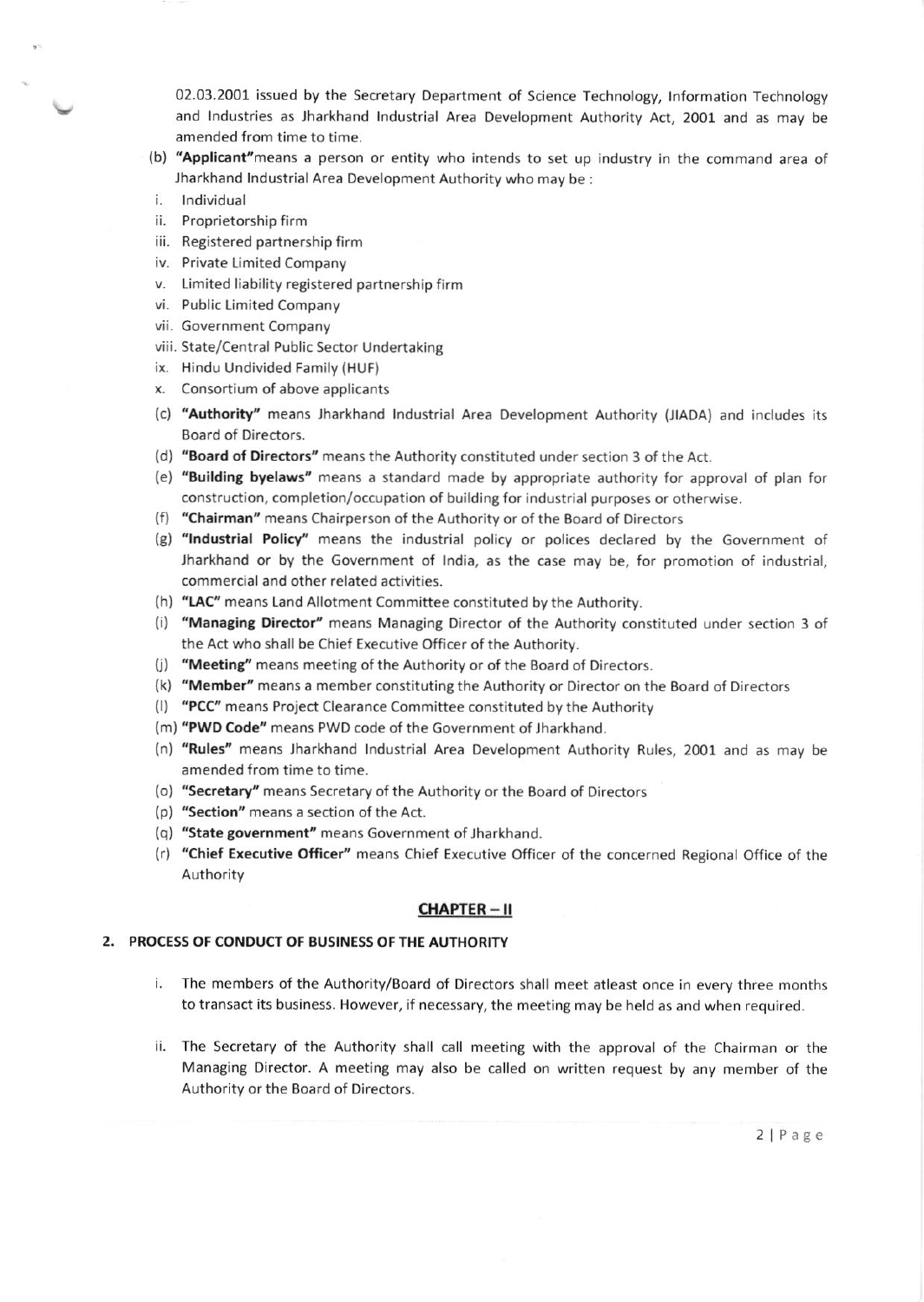02.03.2001 issued by the Secretary Department of Science Technology, Information Technology and Industries as Jharkhand Industrial Area Development Authority Act, 2001 and as may be amended from time to time.

(b) **"Applicant"** means a person or entity who intends to set up industry in the command area of Jharkhand Industrial Area Development Authority who may be :

i. Individual
ii. Proprietorship firm
iii. Registered partnership firm
iv. Private Limited Company
v. Limited liability registered partnership firm
vi. Public Limited Company
vii. Government Company
viii. State/Central Public Sector Undertaking
ix. Hindu Undivided Family (HUF)
x. Consortium of above applicants

(c) **"Authority"** means Jharkhand Industrial Area Development Authority (JIADA) and includes its Board of Directors.

(d) **"Board of Directors"** means the Authority constituted under section 3 of the Act.

(e) **"Building byelaws"** means a standard made by appropriate authority for approval of plan for construction, completion/occupation of building for industrial purposes or otherwise.

(f) **"Chairman"** means Chairperson of the Authority or of the Board of Directors

(g) **"Industrial Policy"** means the industrial policy or polices declared by the Government of Jharkhand or by the Government of India, as the case may be, for promotion of industrial, commercial and other related activities.

(h) **"LAC"** means Land Allotment Committee constituted by the Authority.

(i) **"Managing Director"** means Managing Director of the Authority constituted under section 3 of the Act who shall be Chief Executive Officer of the Authority.

(j) **"Meeting"** means meeting of the Authority or of the Board of Directors.

(k) **"Member"** means a member constituting the Authority or Director on the Board of Directors

(l) **"PCC"** means Project Clearance Committee constituted by the Authority

(m) **"PWD Code"** means PWD code of the Government of Jharkhand.

(n) **"Rules"** means Jharkhand Industrial Area Development Authority Rules, 2001 and as may be amended from time to time.

(o) **"Secretary"** means Secretary of the Authority or the Board of Directors

(p) **"Section"** means a section of the Act.

(q) **"State government"** means Government of Jharkhand.

(r) **"Chief Executive Officer"** means Chief Executive Officer of the concerned Regional Office of the Authority

## CHAPTER – II

### 2. PROCESS OF CONDUCT OF BUSINESS OF THE AUTHORITY

i. The members of the Authority/Board of Directors shall meet atleast once in every three months to transact its business. However, if necessary, the meeting may be held as and when required.

ii. The Secretary of the Authority shall call meeting with the approval of the Chairman or the Managing Director. A meeting may also be called on written request by any member of the Authority or the Board of Directors.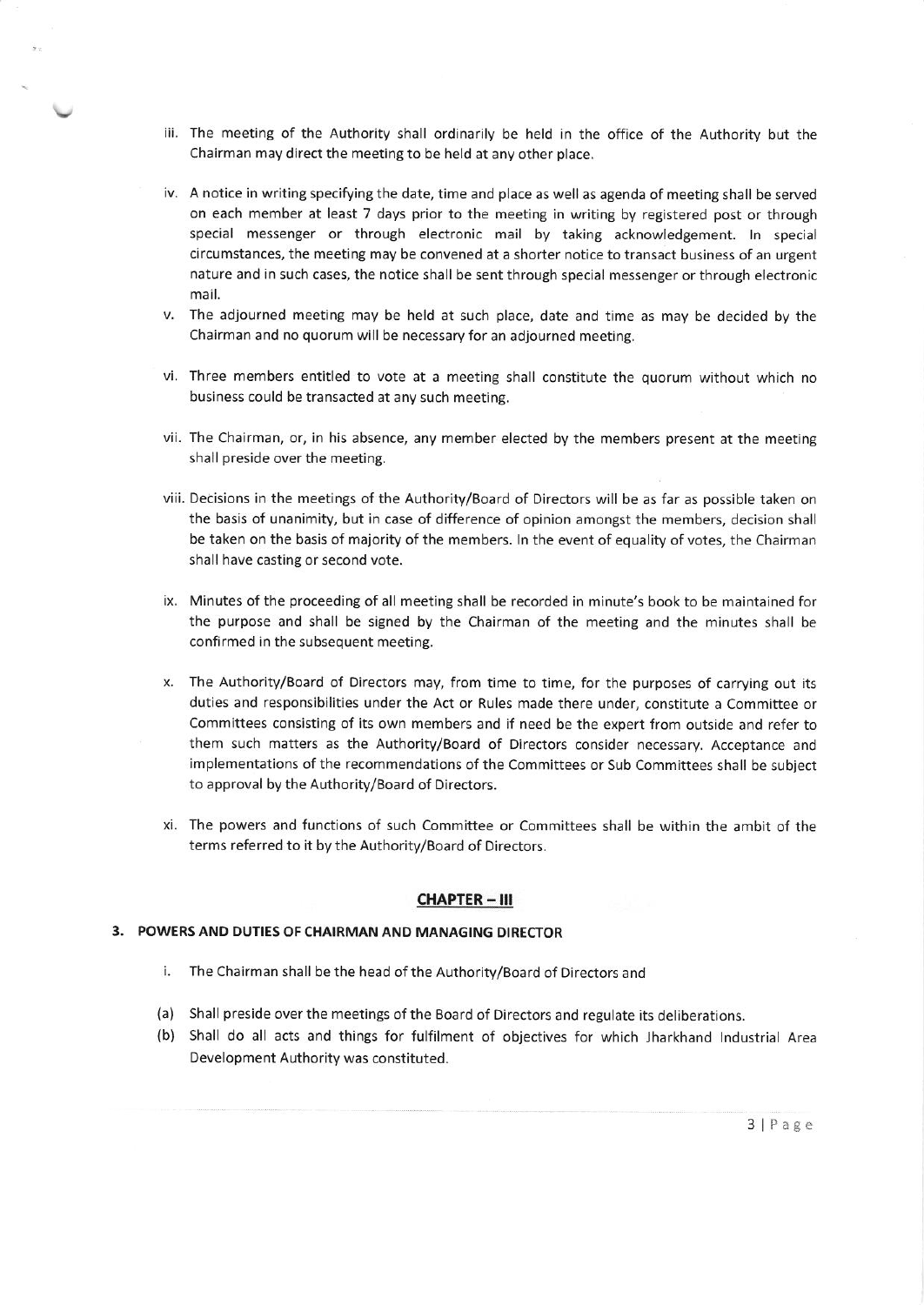iii. The meeting of the Authority shall ordinarily be held in the office of the Authority but the Chairman may direct the meeting to be held at any other place.

iv. A notice in writing specifying the date, time and place as well as agenda of meeting shall be served on each member at least 7 days prior to the meeting in writing by registered post or through special messenger or through electronic mail by taking acknowledgement. In special circumstances, the meeting may be convened at a shorter notice to transact business of an urgent nature and in such cases, the notice shall be sent through special messenger or through electronic mail.

v. The adjourned meeting may be held at such place, date and time as may be decided by the Chairman and no quorum will be necessary for an adjourned meeting.

vi. Three members entitled to vote at a meeting shall constitute the quorum without which no business could be transacted at any such meeting.

vii. The Chairman, or, in his absence, any member elected by the members present at the meeting shall preside over the meeting.

viii. Decisions in the meetings of the Authority/Board of Directors will be as far as possible taken on the basis of unanimity, but in case of difference of opinion amongst the members, decision shall be taken on the basis of majority of the members. In the event of equality of votes, the Chairman shall have casting or second vote.

ix. Minutes of the proceeding of all meeting shall be recorded in minute's book to be maintained for the purpose and shall be signed by the Chairman of the meeting and the minutes shall be confirmed in the subsequent meeting.

x. The Authority/Board of Directors may, from time to time, for the purposes of carrying out its duties and responsibilities under the Act or Rules made there under, constitute a Committee or Committees consisting of its own members and if need be the expert from outside and refer to them such matters as the Authority/Board of Directors consider necessary. Acceptance and implementations of the recommendations of the Committees or Sub Committees shall be subject to approval by the Authority/Board of Directors.

xi. The powers and functions of such Committee or Committees shall be within the ambit of the terms referred to it by the Authority/Board of Directors.

## CHAPTER – III

### 3. POWERS AND DUTIES OF CHAIRMAN AND MANAGING DIRECTOR

i. The Chairman shall be the head of the Authority/Board of Directors and

(a) Shall preside over the meetings of the Board of Directors and regulate its deliberations.

(b) Shall do all acts and things for fulfilment of objectives for which Jharkhand Industrial Area Development Authority was constituted.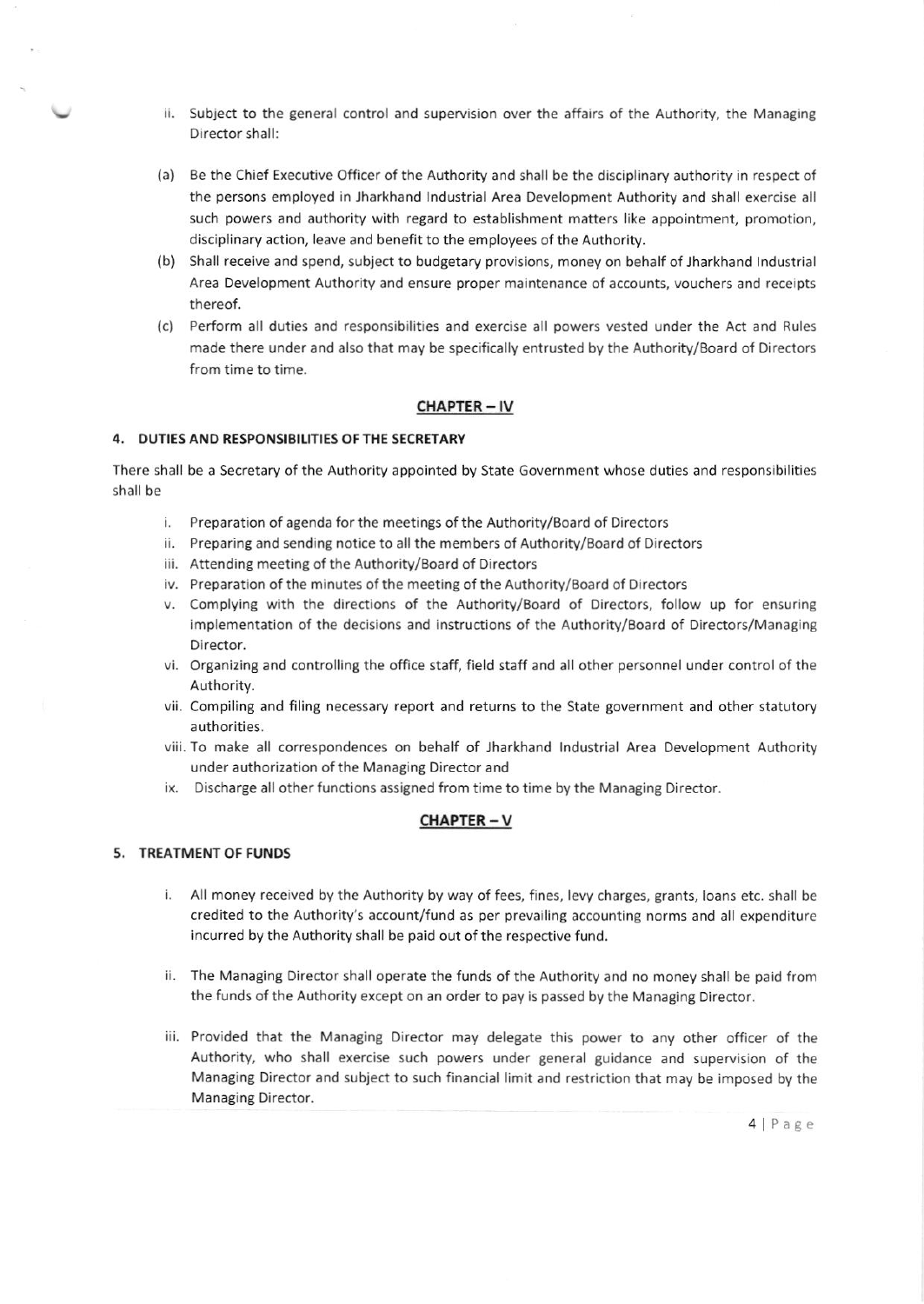ii. Subject to the general control and supervision over the affairs of the Authority, the Managing Director shall:

(a) Be the Chief Executive Officer of the Authority and shall be the disciplinary authority in respect of the persons employed in Jharkhand Industrial Area Development Authority and shall exercise all such powers and authority with regard to establishment matters like appointment, promotion, disciplinary action, leave and benefit to the employees of the Authority.

(b) Shall receive and spend, subject to budgetary provisions, money on behalf of Jharkhand Industrial Area Development Authority and ensure proper maintenance of accounts, vouchers and receipts thereof.

(c) Perform all duties and responsibilities and exercise all powers vested under the Act and Rules made there under and also that may be specifically entrusted by the Authority/Board of Directors from time to time.

## CHAPTER – IV

### 4. DUTIES AND RESPONSIBILITIES OF THE SECRETARY

There shall be a Secretary of the Authority appointed by State Government whose duties and responsibilities shall be

i. Preparation of agenda for the meetings of the Authority/Board of Directors
ii. Preparing and sending notice to all the members of Authority/Board of Directors
iii. Attending meeting of the Authority/Board of Directors
iv. Preparation of the minutes of the meeting of the Authority/Board of Directors
v. Complying with the directions of the Authority/Board of Directors, follow up for ensuring implementation of the decisions and instructions of the Authority/Board of Directors/Managing Director.
vi. Organizing and controlling the office staff, field staff and all other personnel under control of the Authority.
vii. Compiling and filing necessary report and returns to the State government and other statutory authorities.
viii. To make all correspondences on behalf of Jharkhand Industrial Area Development Authority under authorization of the Managing Director and
ix. Discharge all other functions assigned from time to time by the Managing Director.

## CHAPTER – V

### 5. TREATMENT OF FUNDS

i. All money received by the Authority by way of fees, fines, levy charges, grants, loans etc. shall be credited to the Authority's account/fund as per prevailing accounting norms and all expenditure incurred by the Authority shall be paid out of the respective fund.

ii. The Managing Director shall operate the funds of the Authority and no money shall be paid from the funds of the Authority except on an order to pay is passed by the Managing Director.

iii. Provided that the Managing Director may delegate this power to any other officer of the Authority, who shall exercise such powers under general guidance and supervision of the Managing Director and subject to such financial limit and restriction that may be imposed by the Managing Director.